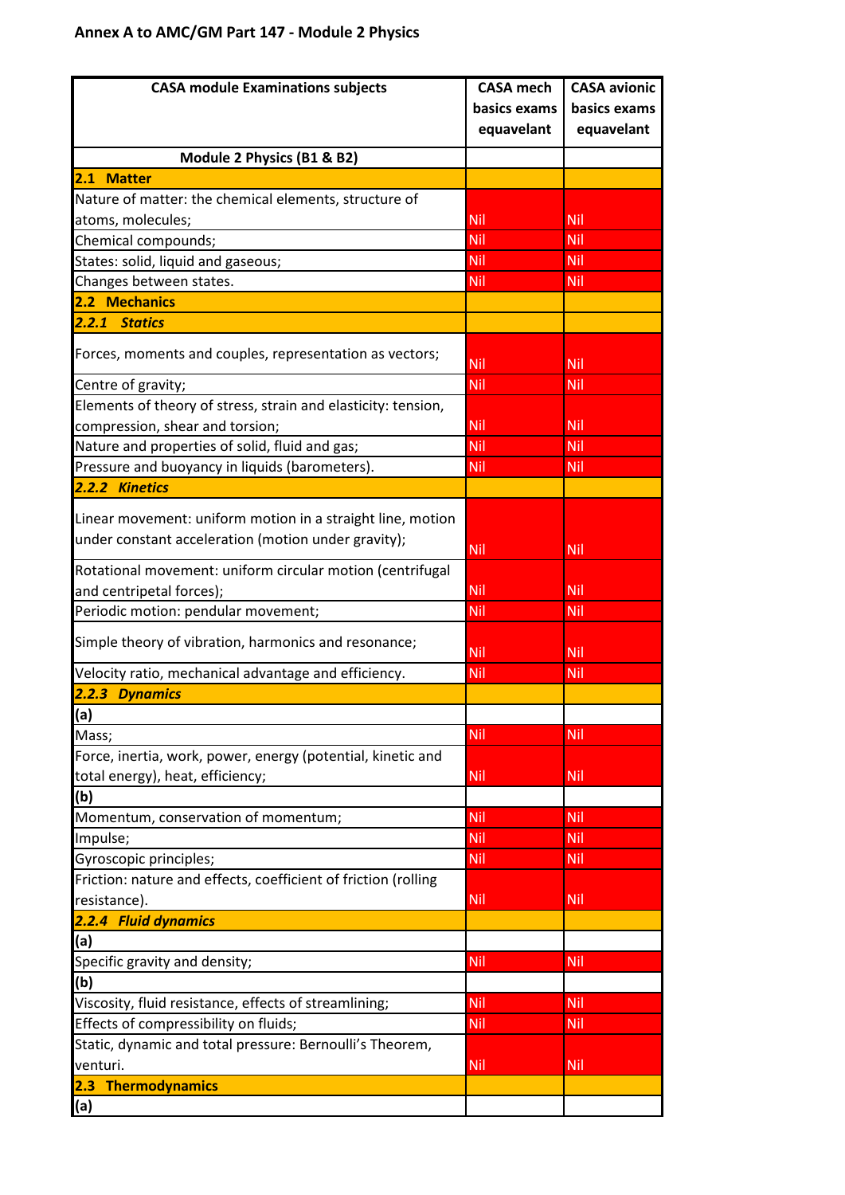# Annex A to AMC/GM Part 147 - Module 2 Physics

| CASA module Examinations subjects | CASA mech basics exams equavelant | CASA avionic basics exams equavelant |
|---|---|---|
| **Module 2 Physics (B1 & B2)** | | |
| **2.1 Matter** | | |
| Nature of matter: the chemical elements, structure of atoms, molecules; | Nil | Nil |
| Chemical compounds; | Nil | Nil |
| States: solid, liquid and gaseous; | Nil | Nil |
| Changes between states. | Nil | Nil |
| **2.2 Mechanics** | | |
| ***2.2.1 Statics*** | | |
| Forces, moments and couples, representation as vectors; | Nil | Nil |
| Centre of gravity; | Nil | Nil |
| Elements of theory of stress, strain and elasticity: tension, compression, shear and torsion; | Nil | Nil |
| Nature and properties of solid, fluid and gas; | Nil | Nil |
| Pressure and buoyancy in liquids (barometers). | Nil | Nil |
| ***2.2.2 Kinetics*** | | |
| Linear movement: uniform motion in a straight line, motion under constant acceleration (motion under gravity); | Nil | Nil |
| Rotational movement: uniform circular motion (centrifugal and centripetal forces); | Nil | Nil |
| Periodic motion: pendular movement; | Nil | Nil |
| Simple theory of vibration, harmonics and resonance; | Nil | Nil |
| Velocity ratio, mechanical advantage and efficiency. | Nil | Nil |
| ***2.2.3 Dynamics*** | | |
| **(a)** | | |
| Mass; | Nil | Nil |
| Force, inertia, work, power, energy (potential, kinetic and total energy), heat, efficiency; | Nil | Nil |
| **(b)** | | |
| Momentum, conservation of momentum; | Nil | Nil |
| Impulse; | Nil | Nil |
| Gyroscopic principles; | Nil | Nil |
| Friction: nature and effects, coefficient of friction (rolling resistance). | Nil | Nil |
| ***2.2.4 Fluid dynamics*** | | |
| **(a)** | | |
| Specific gravity and density; | Nil | Nil |
| **(b)** | | |
| Viscosity, fluid resistance, effects of streamlining; | Nil | Nil |
| Effects of compressibility on fluids; | Nil | Nil |
| Static, dynamic and total pressure: Bernoulli's Theorem, venturi. | Nil | Nil |
| **2.3 Thermodynamics** | | |
| **(a)** | | |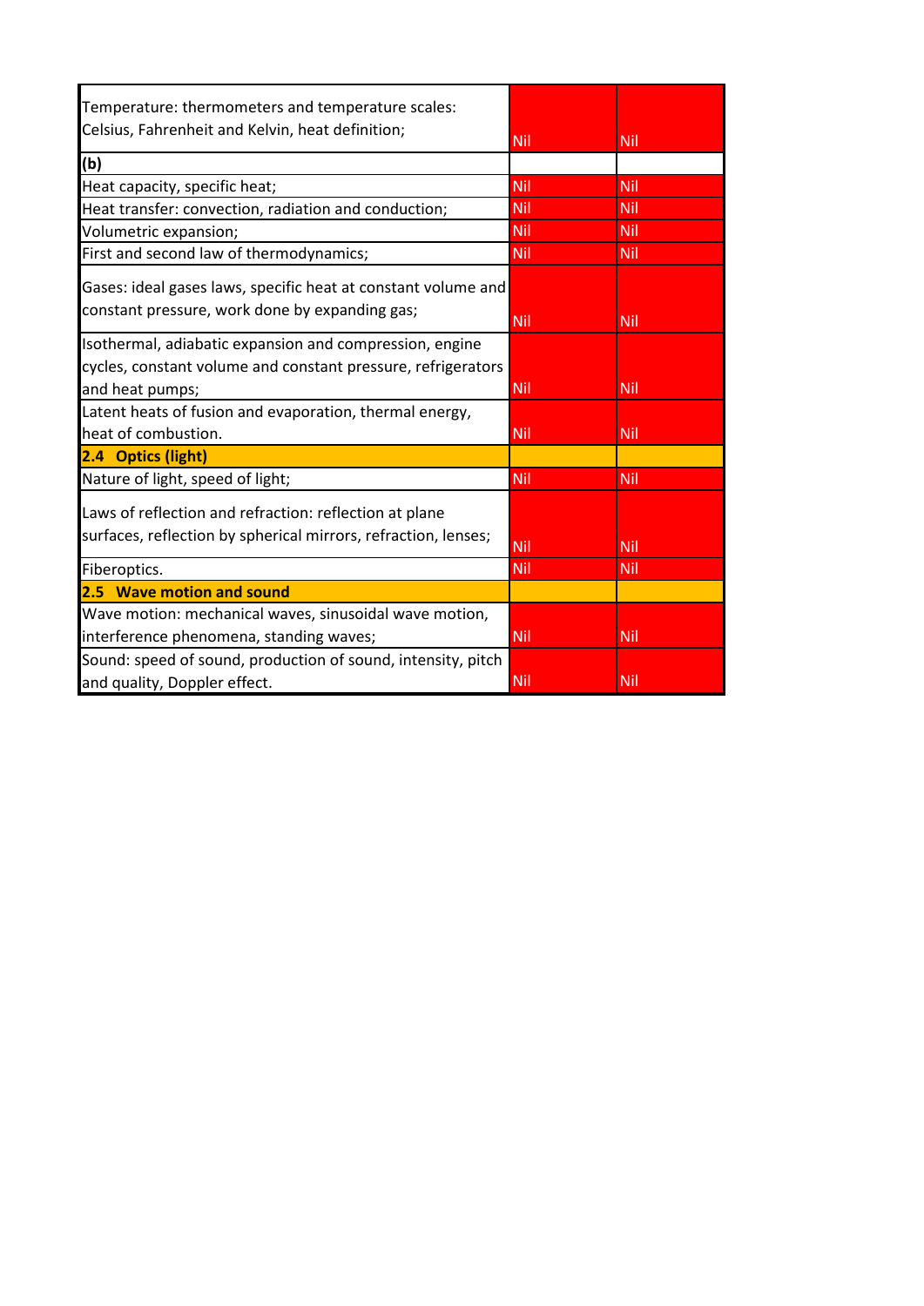| | | |
|---|---|---|
| Temperature: thermometers and temperature scales: Celsius, Fahrenheit and Kelvin, heat definition; | Nil | Nil |
| **(b)** | | |
| Heat capacity, specific heat; | Nil | Nil |
| Heat transfer: convection, radiation and conduction; | Nil | Nil |
| Volumetric expansion; | Nil | Nil |
| First and second law of thermodynamics; | Nil | Nil |
| Gases: ideal gases laws, specific heat at constant volume and constant pressure, work done by expanding gas; | Nil | Nil |
| Isothermal, adiabatic expansion and compression, engine cycles, constant volume and constant pressure, refrigerators and heat pumps; | Nil | Nil |
| Latent heats of fusion and evaporation, thermal energy, heat of combustion. | Nil | Nil |
| **2.4 Optics (light)** | | |
| Nature of light, speed of light; | Nil | Nil |
| Laws of reflection and refraction: reflection at plane surfaces, reflection by spherical mirrors, refraction, lenses; | Nil | Nil |
| Fiberoptics. | Nil | Nil |
| **2.5 Wave motion and sound** | | |
| Wave motion: mechanical waves, sinusoidal wave motion, interference phenomena, standing waves; | Nil | Nil |
| Sound: speed of sound, production of sound, intensity, pitch and quality, Doppler effect. | Nil | Nil |